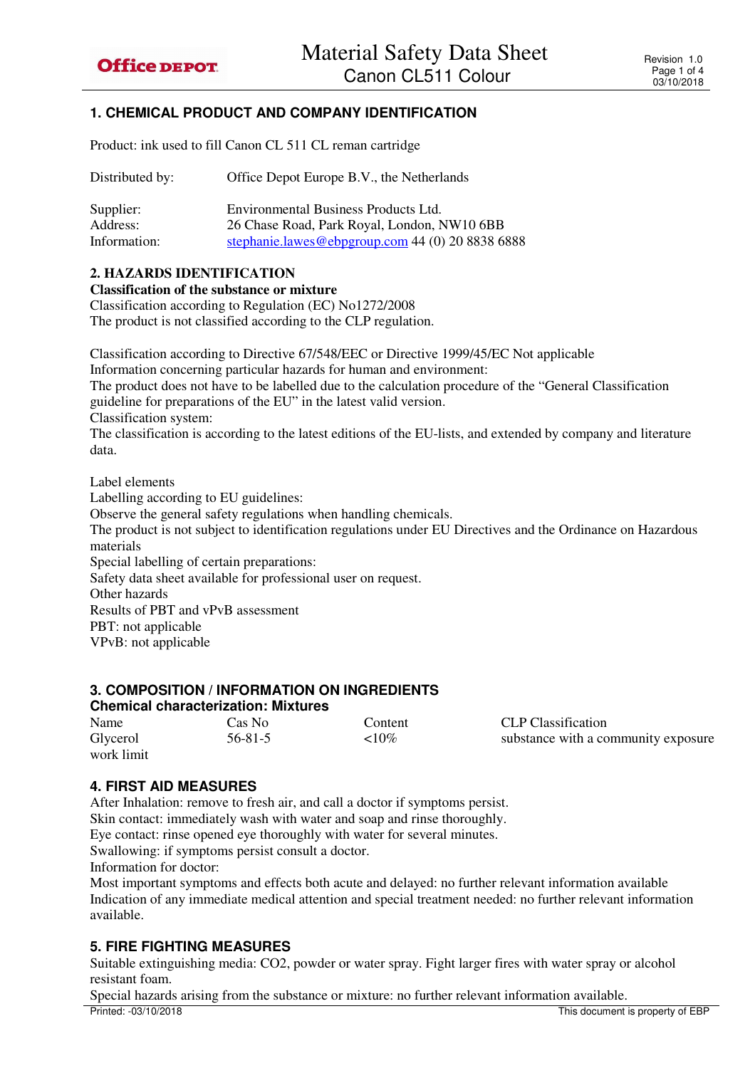# Material Safety Data Sheet
## Canon CL511 Colour

Revision 1.0
03/10/2018

## 1. CHEMICAL PRODUCT AND COMPANY IDENTIFICATION

Product: ink used to fill Canon CL 511 CL reman cartridge

Distributed by: Office Depot Europe B.V., the Netherlands

Supplier: Environmental Business Products Ltd.
Address: 26 Chase Road, Park Royal, London, NW10 6BB
Information: stephanie.lawes@ebpgroup.com 44 (0) 20 8838 6888

## 2. HAZARDS IDENTIFICATION

**Classification of the substance or mixture**

Classification according to Regulation (EC) No1272/2008
The product is not classified according to the CLP regulation.

Classification according to Directive 67/548/EEC or Directive 1999/45/EC Not applicable
Information concerning particular hazards for human and environment:
The product does not have to be labelled due to the calculation procedure of the "General Classification guideline for preparations of the EU" in the latest valid version.
Classification system:
The classification is according to the latest editions of the EU-lists, and extended by company and literature data.

Label elements
Labelling according to EU guidelines:
Observe the general safety regulations when handling chemicals.
The product is not subject to identification regulations under EU Directives and the Ordinance on Hazardous materials
Special labelling of certain preparations:
Safety data sheet available for professional user on request.
Other hazards
Results of PBT and vPvB assessment
PBT: not applicable
VPvB: not applicable

## 3. COMPOSITION / INFORMATION ON INGREDIENTS

**Chemical characterization: Mixtures**

| Name | Cas No | Content | CLP Classification |
|---|---|---|---|
| Glycerol | 56-81-5 | <10% | substance with a community exposure work limit |

## 4. FIRST AID MEASURES

After Inhalation: remove to fresh air, and call a doctor if symptoms persist.
Skin contact: immediately wash with water and soap and rinse thoroughly.
Eye contact: rinse opened eye thoroughly with water for several minutes.
Swallowing: if symptoms persist consult a doctor.
Information for doctor:
Most important symptoms and effects both acute and delayed: no further relevant information available
Indication of any immediate medical attention and special treatment needed: no further relevant information available.

## 5. FIRE FIGHTING MEASURES

Suitable extinguishing media: $CO_2$, powder or water spray. Fight larger fires with water spray or alcohol resistant foam.
Special hazards arising from the substance or mixture: no further relevant information available.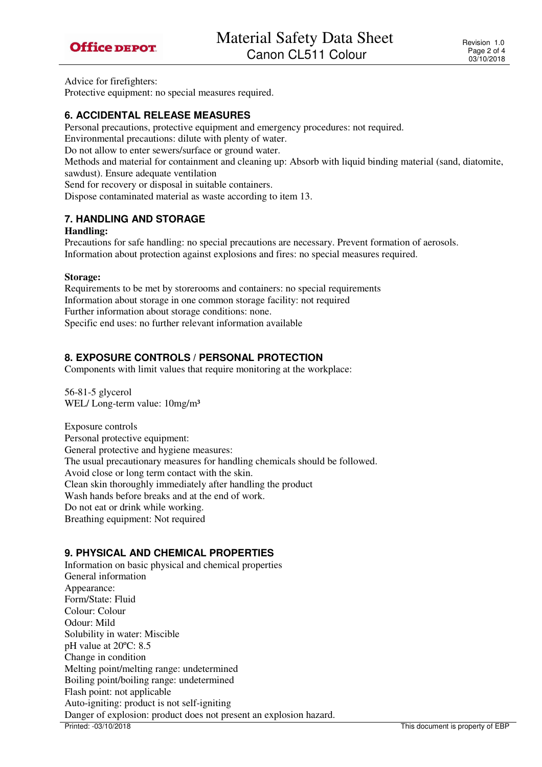Advice for firefighters:
Protective equipment: no special measures required.

### 6. ACCIDENTAL RELEASE MEASURES

Personal precautions, protective equipment and emergency procedures: not required.
Environmental precautions: dilute with plenty of water.
Do not allow to enter sewers/surface or ground water.
Methods and material for containment and cleaning up: Absorb with liquid binding material (sand, diatomite, sawdust). Ensure adequate ventilation
Send for recovery or disposal in suitable containers.
Dispose contaminated material as waste according to item 13.

### 7. HANDLING AND STORAGE

**Handling:**
Precautions for safe handling: no special precautions are necessary. Prevent formation of aerosols.
Information about protection against explosions and fires: no special measures required.

**Storage:**
Requirements to be met by storerooms and containers: no special requirements
Information about storage in one common storage facility: not required
Further information about storage conditions: none.
Specific end uses: no further relevant information available

### 8. EXPOSURE CONTROLS / PERSONAL PROTECTION

Components with limit values that require monitoring at the workplace:

56-81-5 glycerol
WEL/ Long-term value: 10mg/m³

Exposure controls
Personal protective equipment:
General protective and hygiene measures:
The usual precautionary measures for handling chemicals should be followed.
Avoid close or long term contact with the skin.
Clean skin thoroughly immediately after handling the product
Wash hands before breaks and at the end of work.
Do not eat or drink while working.
Breathing equipment: Not required

### 9. PHYSICAL AND CHEMICAL PROPERTIES

Information on basic physical and chemical properties
General information
Appearance:
Form/State: Fluid
Colour: Colour
Odour: Mild
Solubility in water: Miscible
pH value at 20ºC: 8.5
Change in condition
Melting point/melting range: undetermined
Boiling point/boiling range: undetermined
Flash point: not applicable
Auto-igniting: product is not self-igniting
Danger of explosion: product does not present an explosion hazard.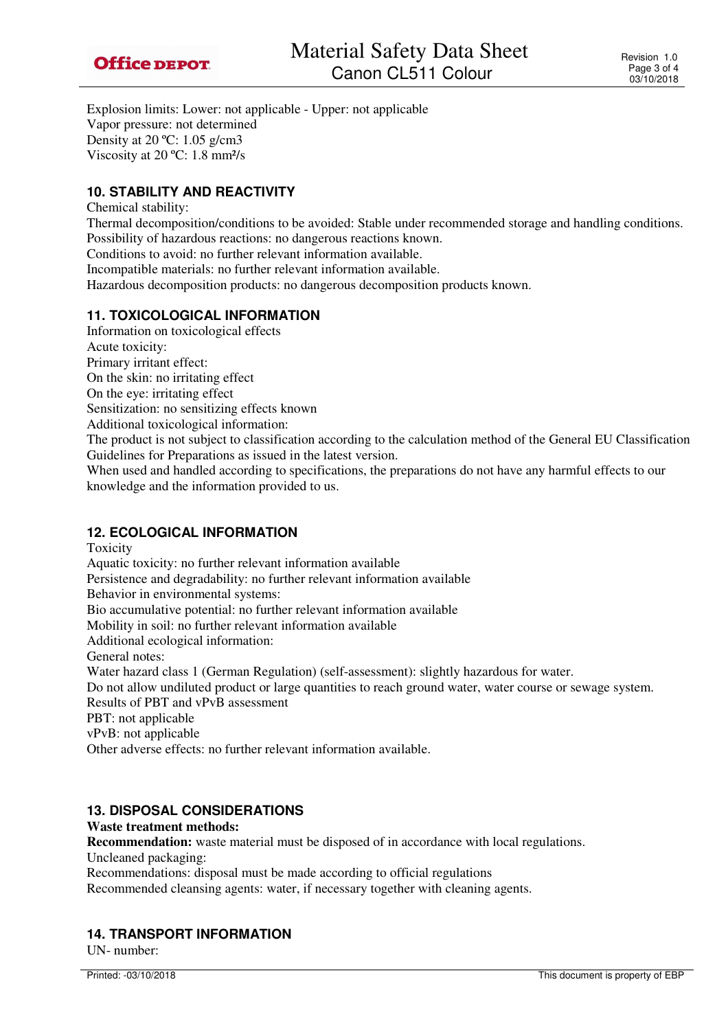Explosion limits: Lower: not applicable - Upper: not applicable
Vapor pressure: not determined
Density at 20 ºC: 1.05 g/cm3
Viscosity at 20 ºC: 1.8 mm²/s

## 10. STABILITY AND REACTIVITY

Chemical stability:
Thermal decomposition/conditions to be avoided: Stable under recommended storage and handling conditions.
Possibility of hazardous reactions: no dangerous reactions known.
Conditions to avoid: no further relevant information available.
Incompatible materials: no further relevant information available.
Hazardous decomposition products: no dangerous decomposition products known.

## 11. TOXICOLOGICAL INFORMATION

Information on toxicological effects
Acute toxicity:
Primary irritant effect:
On the skin: no irritating effect
On the eye: irritating effect
Sensitization: no sensitizing effects known
Additional toxicological information:
The product is not subject to classification according to the calculation method of the General EU Classification Guidelines for Preparations as issued in the latest version.
When used and handled according to specifications, the preparations do not have any harmful effects to our knowledge and the information provided to us.

## 12. ECOLOGICAL INFORMATION

Toxicity
Aquatic toxicity: no further relevant information available
Persistence and degradability: no further relevant information available
Behavior in environmental systems:
Bio accumulative potential: no further relevant information available
Mobility in soil: no further relevant information available
Additional ecological information:
General notes:
Water hazard class 1 (German Regulation) (self-assessment): slightly hazardous for water.
Do not allow undiluted product or large quantities to reach ground water, water course or sewage system.
Results of PBT and vPvB assessment
PBT: not applicable
vPvB: not applicable
Other adverse effects: no further relevant information available.

## 13. DISPOSAL CONSIDERATIONS

**Waste treatment methods:**
**Recommendation:** waste material must be disposed of in accordance with local regulations.
Uncleaned packaging:
Recommendations: disposal must be made according to official regulations
Recommended cleansing agents: water, if necessary together with cleaning agents.

## 14. TRANSPORT INFORMATION

UN- number: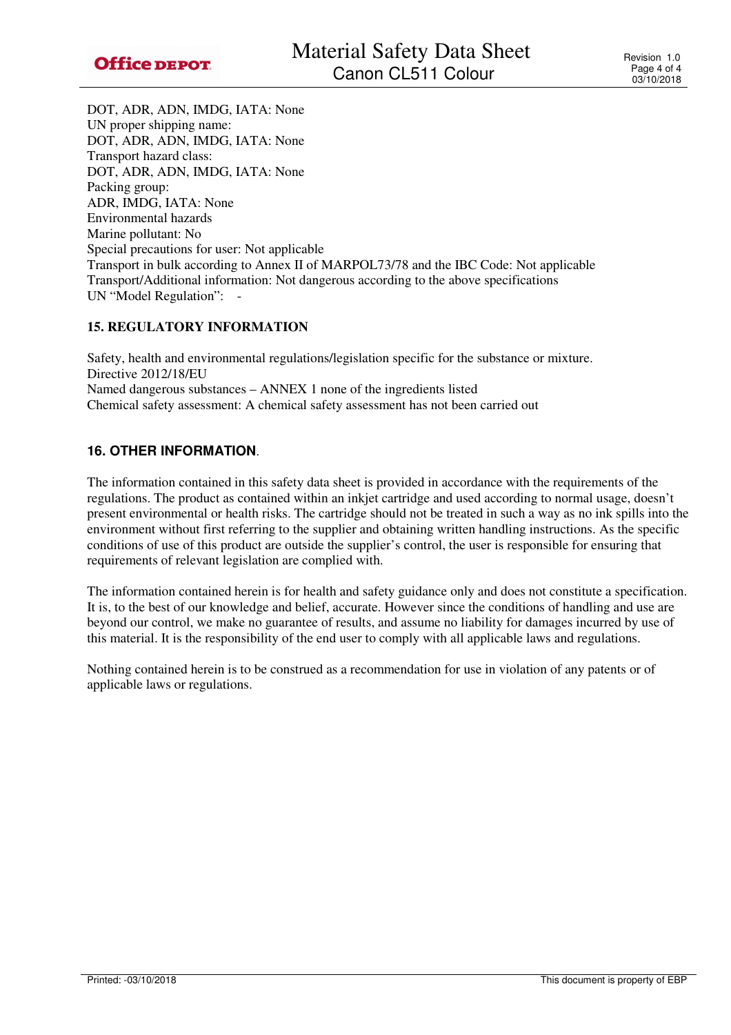DOT, ADR, ADN, IMDG, IATA: None
UN proper shipping name:
DOT, ADR, ADN, IMDG, IATA: None
Transport hazard class:
DOT, ADR, ADN, IMDG, IATA: None
Packing group:
ADR, IMDG, IATA: None
Environmental hazards
Marine pollutant: No
Special precautions for user: Not applicable
Transport in bulk according to Annex II of MARPOL73/78 and the IBC Code: Not applicable
Transport/Additional information: Not dangerous according to the above specifications
UN "Model Regulation": -

## 15. REGULATORY INFORMATION

Safety, health and environmental regulations/legislation specific for the substance or mixture.
Directive 2012/18/EU
Named dangerous substances – ANNEX 1 none of the ingredients listed
Chemical safety assessment: A chemical safety assessment has not been carried out

## 16. OTHER INFORMATION.

The information contained in this safety data sheet is provided in accordance with the requirements of the regulations. The product as contained within an inkjet cartridge and used according to normal usage, doesn't present environmental or health risks. The cartridge should not be treated in such a way as no ink spills into the environment without first referring to the supplier and obtaining written handling instructions. As the specific conditions of use of this product are outside the supplier's control, the user is responsible for ensuring that requirements of relevant legislation are complied with.

The information contained herein is for health and safety guidance only and does not constitute a specification. It is, to the best of our knowledge and belief, accurate. However since the conditions of handling and use are beyond our control, we make no guarantee of results, and assume no liability for damages incurred by use of this material. It is the responsibility of the end user to comply with all applicable laws and regulations.

Nothing contained herein is to be construed as a recommendation for use in violation of any patents or of applicable laws or regulations.